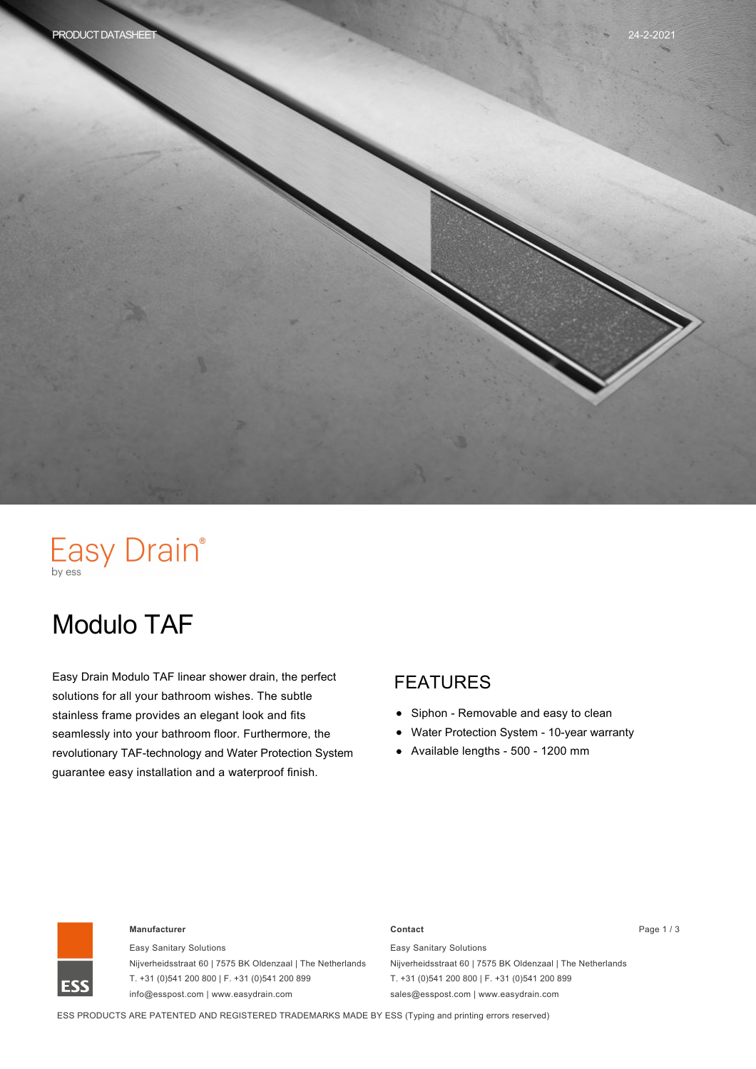# Easy Drain®

by ess

## Modulo TAF

Easy Drain Modulo TAF linear shower drain, the perfect solutions for all your bathroom wishes. The subtle stainless frame provides an elegant look and fits seamlessly into your bathroom floor. Furthermore, the revolutionary TAF-technology and Water Protection System guarantee easy installation and a waterproof finish.

### FEATURES

- Siphon - Removable and easy to clean
- Water Protection System - 10-year warranty
- Available lengths - 500 - 1200 mm

**Manufacturer**

Easy Sanitary Solutions
Nijverheidsstraat 60 | 7575 BK Oldenzaal | The Netherlands
T. +31 (0)541 200 800 | F. +31 (0)541 200 899
info@esspost.com | www.easydrain.com

**Contact**

Easy Sanitary Solutions
Nijverheidsstraat 60 | 7575 BK Oldenzaal | The Netherlands
T. +31 (0)541 200 800 | F. +31 (0)541 200 899
sales@esspost.com | www.easydrain.com

ESS PRODUCTS ARE PATENTED AND REGISTERED TRADEMARKS MADE BY ESS (Typing and printing errors reserved)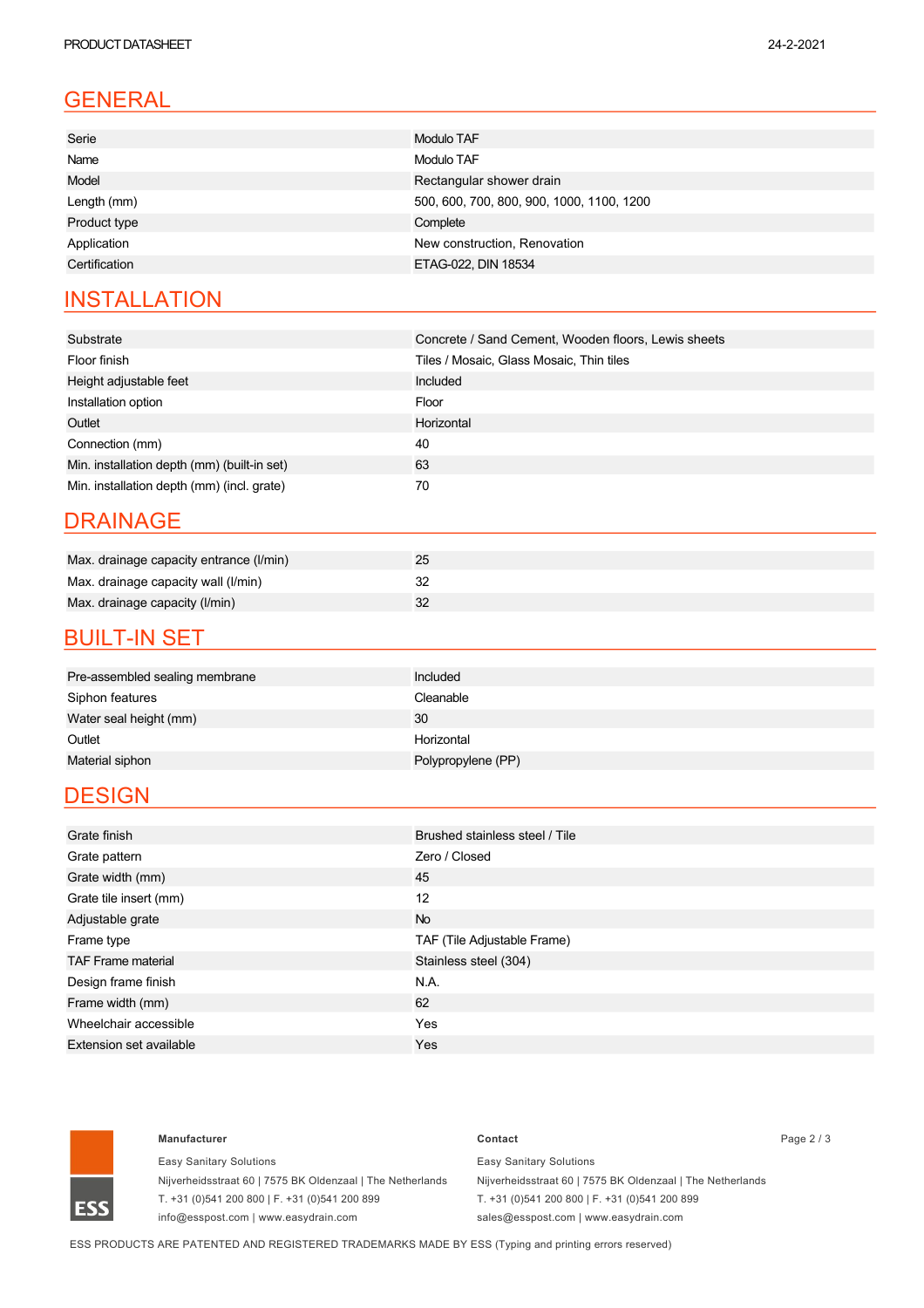## GENERAL

| | |
|---|---|
| Serie | Modulo TAF |
| Name | Modulo TAF |
| Model | Rectangular shower drain |
| Length (mm) | 500, 600, 700, 800, 900, 1000, 1100, 1200 |
| Product type | Complete |
| Application | New construction, Renovation |
| Certification | ETAG-022, DIN 18534 |

## INSTALLATION

| | |
|---|---|
| Substrate | Concrete / Sand Cement, Wooden floors, Lewis sheets |
| Floor finish | Tiles / Mosaic, Glass Mosaic, Thin tiles |
| Height adjustable feet | Included |
| Installation option | Floor |
| Outlet | Horizontal |
| Connection (mm) | 40 |
| Min. installation depth (mm) (built-in set) | 63 |
| Min. installation depth (mm) (incl. grate) | 70 |

## DRAINAGE

| | |
|---|---|
| Max. drainage capacity entrance (l/min) | 25 |
| Max. drainage capacity wall (l/min) | 32 |
| Max. drainage capacity (l/min) | 32 |

## BUILT-IN SET

| | |
|---|---|
| Pre-assembled sealing membrane | Included |
| Siphon features | Cleanable |
| Water seal height (mm) | 30 |
| Outlet | Horizontal |
| Material siphon | Polypropylene (PP) |

## DESIGN

| | |
|---|---|
| Grate finish | Brushed stainless steel / Tile |
| Grate pattern | Zero / Closed |
| Grate width (mm) | 45 |
| Grate tile insert (mm) | 12 |
| Adjustable grate | No |
| Frame type | TAF (Tile Adjustable Frame) |
| TAF Frame material | Stainless steel (304) |
| Design frame finish | N.A. |
| Frame width (mm) | 62 |
| Wheelchair accessible | Yes |
| Extension set available | Yes |

**Manufacturer**

Easy Sanitary Solutions
Nijverheidsstraat 60 | 7575 BK Oldenzaal | The Netherlands
T. +31 (0)541 200 800 | F. +31 (0)541 200 899
info@esspost.com | www.easydrain.com

**Contact**

Easy Sanitary Solutions
Nijverheidsstraat 60 | 7575 BK Oldenzaal | The Netherlands
T. +31 (0)541 200 800 | F. +31 (0)541 200 899
sales@esspost.com | www.easydrain.com

ESS PRODUCTS ARE PATENTED AND REGISTERED TRADEMARKS MADE BY ESS (Typing and printing errors reserved)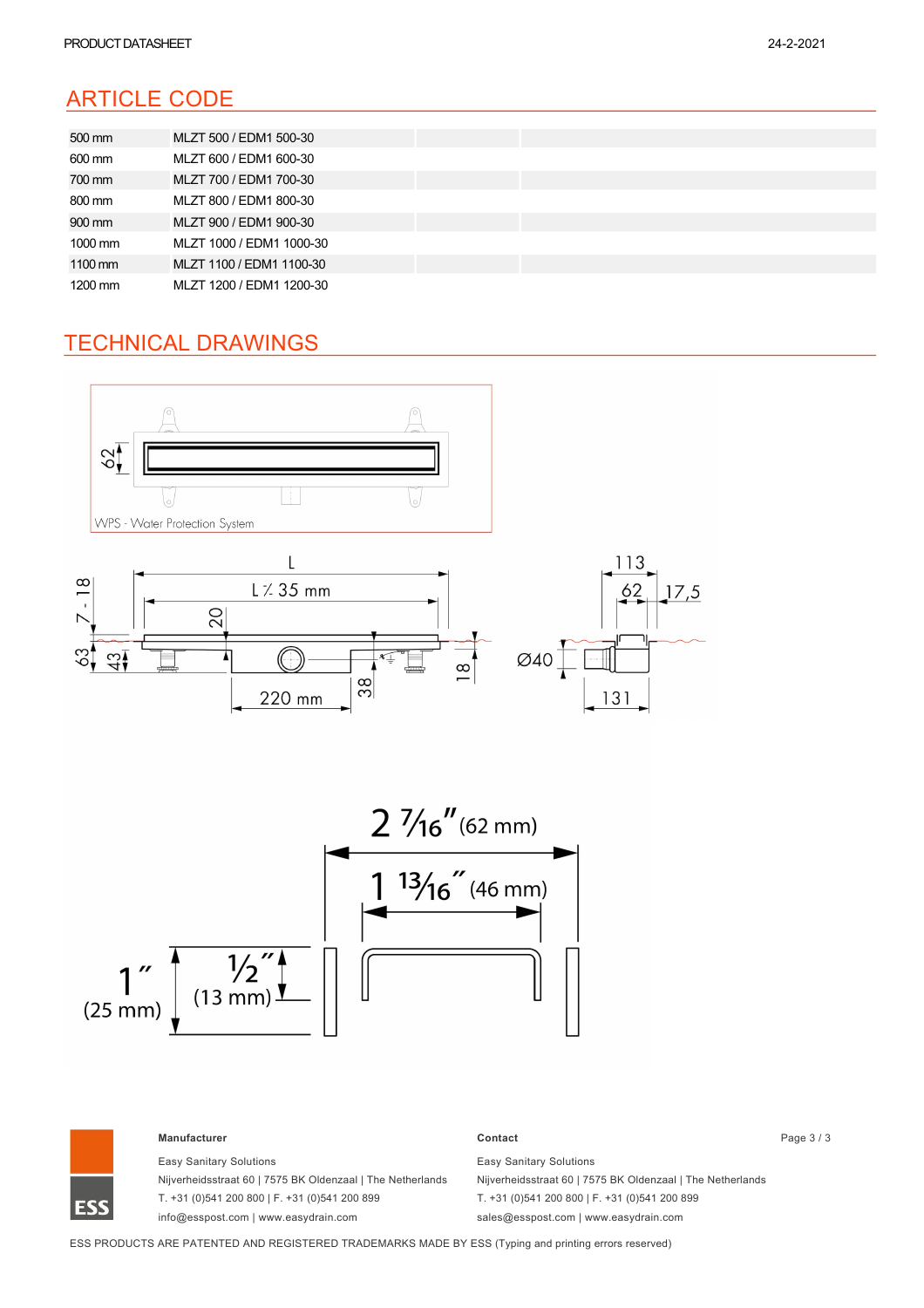## ARTICLE CODE

| | |
|---|---|
| 500 mm | MLZT 500 / EDM1 500-30 |
| 600 mm | MLZT 600 / EDM1 600-30 |
| 700 mm | MLZT 700 / EDM1 700-30 |
| 800 mm | MLZT 800 / EDM1 800-30 |
| 900 mm | MLZT 900 / EDM1 900-30 |
| 1000 mm | MLZT 1000 / EDM1 1000-30 |
| 1100 mm | MLZT 1100 / EDM1 1100-30 |
| 1200 mm | MLZT 1200 / EDM1 1200-30 |

## TECHNICAL DRAWINGS

62

WPS - Water Protection System

L

L ⁒ 35 mm

20

7 - 18

63

43

220 mm

38

18

113

62

17,5

Ø40

131

2 7⁄16″ (62 mm)

1 13⁄16″ (46 mm)

1″ (25 mm)

½″ (13 mm)

**Manufacturer**

Easy Sanitary Solutions
Nijverheidsstraat 60 | 7575 BK Oldenzaal | The Netherlands
T. +31 (0)541 200 800 | F. +31 (0)541 200 899
info@esspost.com | www.easydrain.com

**Contact**

Easy Sanitary Solutions
Nijverheidsstraat 60 | 7575 BK Oldenzaal | The Netherlands
T. +31 (0)541 200 800 | F. +31 (0)541 200 899
sales@esspost.com | www.easydrain.com

ESS PRODUCTS ARE PATENTED AND REGISTERED TRADEMARKS MADE BY ESS (Typing and printing errors reserved)